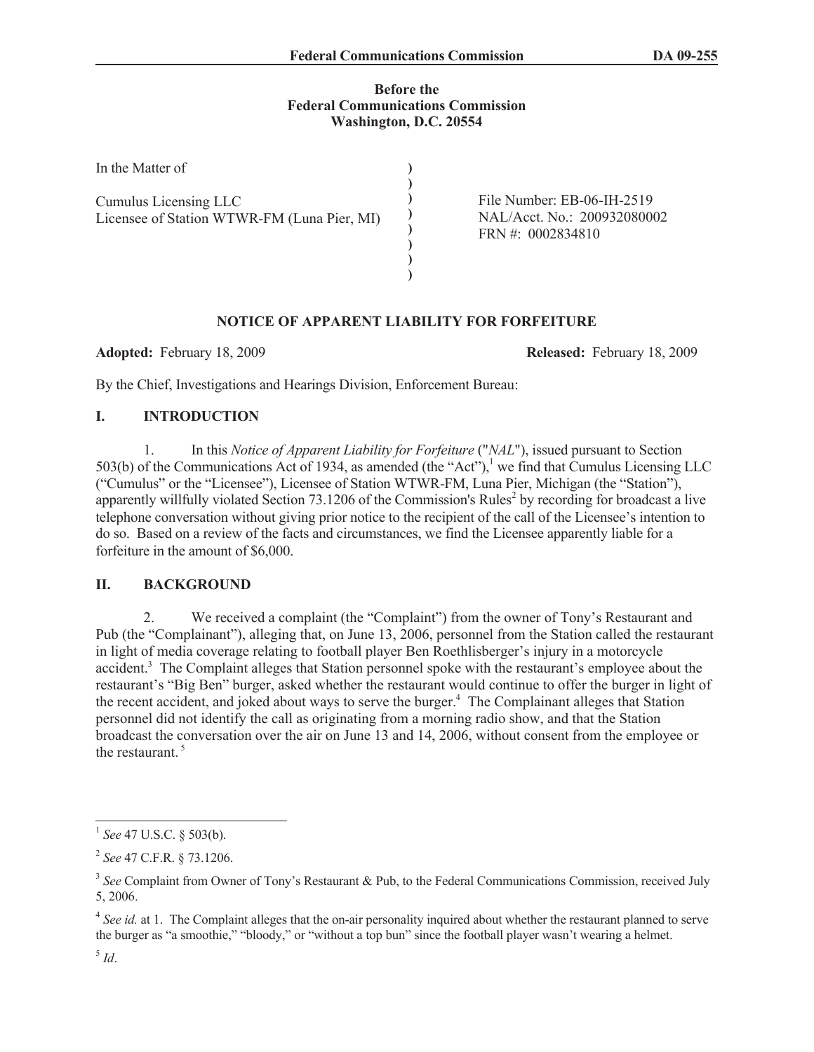Federal Communications Commission DA 09-255

**Before the**
**Federal Communications Commission**
**Washington, D.C. 20554**

| | | |
|---|---|---|
| In the Matter of | ) | |
| | ) | |
| Cumulus Licensing LLC | ) | File Number: EB-06-IH-2519 |
| Licensee of Station WTWR-FM (Luna Pier, MI) | ) | NAL/Acct. No.: 200932080002 |
| | ) | FRN #: 0002834810 |
| | ) | |
| | ) | |
| | ) | |

## NOTICE OF APPARENT LIABILITY FOR FORFEITURE

**Adopted:** February 18, 2009 **Released:** February 18, 2009

By the Chief, Investigations and Hearings Division, Enforcement Bureau:

## I. INTRODUCTION

1. In this *Notice of Apparent Liability for Forfeiture* ("*NAL*"), issued pursuant to Section 503(b) of the Communications Act of 1934, as amended (the "Act"),[1] we find that Cumulus Licensing LLC ("Cumulus" or the "Licensee"), Licensee of Station WTWR-FM, Luna Pier, Michigan (the "Station"), apparently willfully violated Section 73.1206 of the Commission's Rules[2] by recording for broadcast a live telephone conversation without giving prior notice to the recipient of the call of the Licensee's intention to do so. Based on a review of the facts and circumstances, we find the Licensee apparently liable for a forfeiture in the amount of $6,000.

## II. BACKGROUND

2. We received a complaint (the "Complaint") from the owner of Tony's Restaurant and Pub (the "Complainant"), alleging that, on June 13, 2006, personnel from the Station called the restaurant in light of media coverage relating to football player Ben Roethlisberger's injury in a motorcycle accident.[3] The Complaint alleges that Station personnel spoke with the restaurant's employee about the restaurant's "Big Ben" burger, asked whether the restaurant would continue to offer the burger in light of the recent accident, and joked about ways to serve the burger.[4] The Complainant alleges that Station personnel did not identify the call as originating from a morning radio show, and that the Station broadcast the conversation over the air on June 13 and 14, 2006, without consent from the employee or the restaurant.[5]

---

[1] *See* 47 U.S.C. § 503(b).

[2] *See* 47 C.F.R. § 73.1206.

[3] *See* Complaint from Owner of Tony's Restaurant & Pub, to the Federal Communications Commission, received July 5, 2006.

[4] *See id.* at 1. The Complaint alleges that the on-air personality inquired about whether the restaurant planned to serve the burger as "a smoothie," "bloody," or "without a top bun" since the football player wasn't wearing a helmet.

[5] *Id*.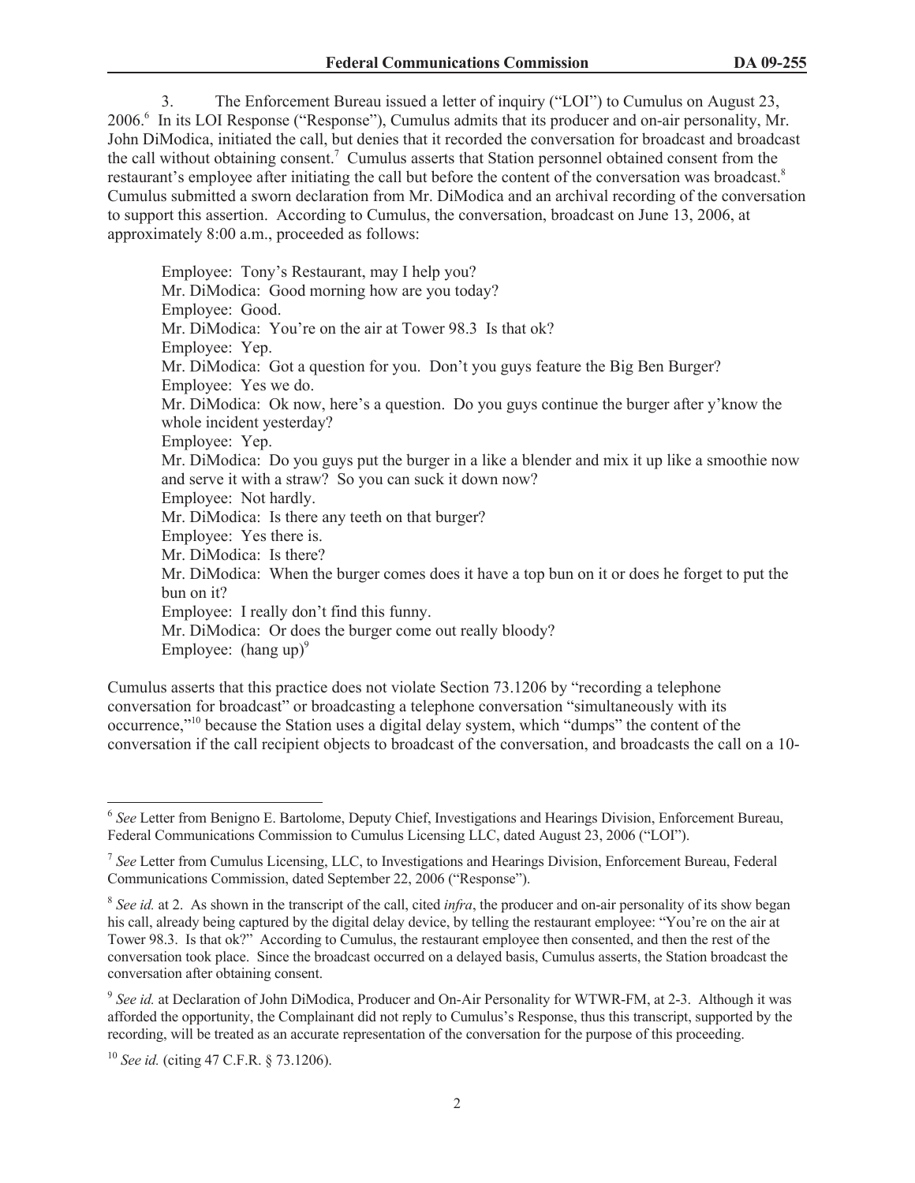3. The Enforcement Bureau issued a letter of inquiry ("LOI") to Cumulus on August 23, 2006.[6] In its LOI Response ("Response"), Cumulus admits that its producer and on-air personality, Mr. John DiModica, initiated the call, but denies that it recorded the conversation for broadcast and broadcast the call without obtaining consent.[7] Cumulus asserts that Station personnel obtained consent from the restaurant's employee after initiating the call but before the content of the conversation was broadcast.[8] Cumulus submitted a sworn declaration from Mr. DiModica and an archival recording of the conversation to support this assertion. According to Cumulus, the conversation, broadcast on June 13, 2006, at approximately 8:00 a.m., proceeded as follows:

> Employee: Tony's Restaurant, may I help you?
> Mr. DiModica: Good morning how are you today?
> Employee: Good.
> Mr. DiModica: You're on the air at Tower 98.3 Is that ok?
> Employee: Yep.
> Mr. DiModica: Got a question for you. Don't you guys feature the Big Ben Burger?
> Employee: Yes we do.
> Mr. DiModica: Ok now, here's a question. Do you guys continue the burger after y'know the whole incident yesterday?
> Employee: Yep.
> Mr. DiModica: Do you guys put the burger in a like a blender and mix it up like a smoothie now and serve it with a straw? So you can suck it down now?
> Employee: Not hardly.
> Mr. DiModica: Is there any teeth on that burger?
> Employee: Yes there is.
> Mr. DiModica: Is there?
> Mr. DiModica: When the burger comes does it have a top bun on it or does he forget to put the bun on it?
> Employee: I really don't find this funny.
> Mr. DiModica: Or does the burger come out really bloody?
> Employee: (hang up)[9]

Cumulus asserts that this practice does not violate Section 73.1206 by "recording a telephone conversation for broadcast" or broadcasting a telephone conversation "simultaneously with its occurrence,"[10] because the Station uses a digital delay system, which "dumps" the content of the conversation if the call recipient objects to broadcast of the conversation, and broadcasts the call on a 10-

---

[6] *See* Letter from Benigno E. Bartolome, Deputy Chief, Investigations and Hearings Division, Enforcement Bureau, Federal Communications Commission to Cumulus Licensing LLC, dated August 23, 2006 ("LOI").

[7] *See* Letter from Cumulus Licensing, LLC, to Investigations and Hearings Division, Enforcement Bureau, Federal Communications Commission, dated September 22, 2006 ("Response").

[8] *See id.* at 2. As shown in the transcript of the call, cited *infra*, the producer and on-air personality of its show began his call, already being captured by the digital delay device, by telling the restaurant employee: "You're on the air at Tower 98.3. Is that ok?" According to Cumulus, the restaurant employee then consented, and then the rest of the conversation took place. Since the broadcast occurred on a delayed basis, Cumulus asserts, the Station broadcast the conversation after obtaining consent.

[9] *See id.* at Declaration of John DiModica, Producer and On-Air Personality for WTWR-FM, at 2-3. Although it was afforded the opportunity, the Complainant did not reply to Cumulus's Response, thus this transcript, supported by the recording, will be treated as an accurate representation of the conversation for the purpose of this proceeding.

[10] *See id.* (citing 47 C.F.R. § 73.1206).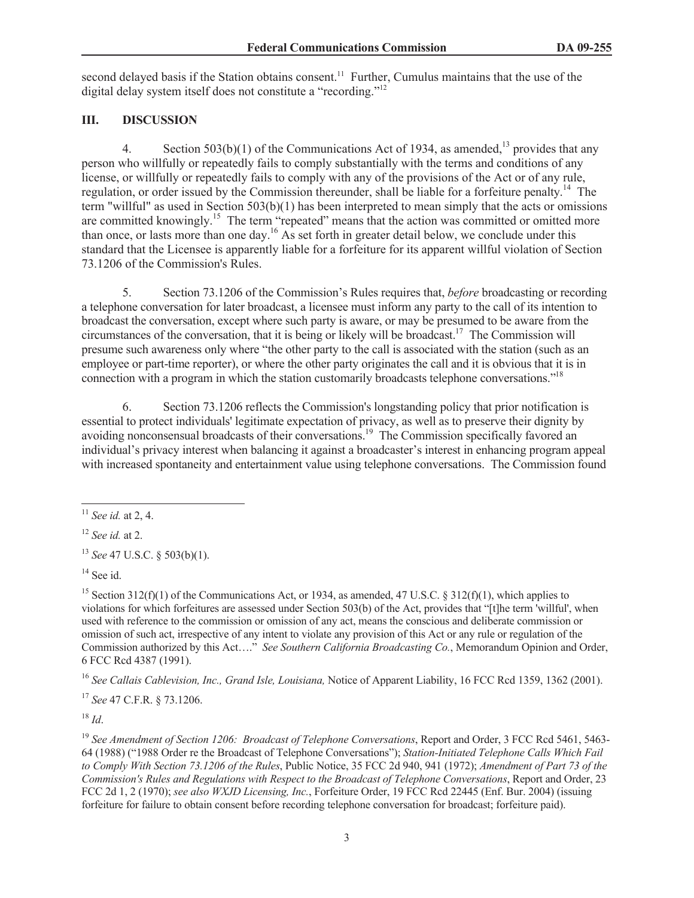second delayed basis if the Station obtains consent.[11] Further, Cumulus maintains that the use of the digital delay system itself does not constitute a "recording."[12]

## III. DISCUSSION

4. Section 503(b)(1) of the Communications Act of 1934, as amended,[13] provides that any person who willfully or repeatedly fails to comply substantially with the terms and conditions of any license, or willfully or repeatedly fails to comply with any of the provisions of the Act or of any rule, regulation, or order issued by the Commission thereunder, shall be liable for a forfeiture penalty.[14] The term "willful" as used in Section 503(b)(1) has been interpreted to mean simply that the acts or omissions are committed knowingly.[15] The term "repeated" means that the action was committed or omitted more than once, or lasts more than one day.[16] As set forth in greater detail below, we conclude under this standard that the Licensee is apparently liable for a forfeiture for its apparent willful violation of Section 73.1206 of the Commission's Rules.

5. Section 73.1206 of the Commission's Rules requires that, *before* broadcasting or recording a telephone conversation for later broadcast, a licensee must inform any party to the call of its intention to broadcast the conversation, except where such party is aware, or may be presumed to be aware from the circumstances of the conversation, that it is being or likely will be broadcast.[17] The Commission will presume such awareness only where "the other party to the call is associated with the station (such as an employee or part-time reporter), or where the other party originates the call and it is obvious that it is in connection with a program in which the station customarily broadcasts telephone conversations."[18]

6. Section 73.1206 reflects the Commission's longstanding policy that prior notification is essential to protect individuals' legitimate expectation of privacy, as well as to preserve their dignity by avoiding nonconsensual broadcasts of their conversations.[19] The Commission specifically favored an individual's privacy interest when balancing it against a broadcaster's interest in enhancing program appeal with increased spontaneity and entertainment value using telephone conversations. The Commission found

---

[11] *See id.* at 2, 4.

[12] *See id.* at 2.

[13] *See* 47 U.S.C. § 503(b)(1).

[14] See id.

[15] Section 312(f)(1) of the Communications Act, or 1934, as amended, 47 U.S.C. § 312(f)(1), which applies to violations for which forfeitures are assessed under Section 503(b) of the Act, provides that "[t]he term 'willful', when used with reference to the commission or omission of any act, means the conscious and deliberate commission or omission of such act, irrespective of any intent to violate any provision of this Act or any rule or regulation of the Commission authorized by this Act…." *See Southern California Broadcasting Co.*, Memorandum Opinion and Order, 6 FCC Rcd 4387 (1991).

[16] *See Callais Cablevision, Inc., Grand Isle, Louisiana,* Notice of Apparent Liability, 16 FCC Rcd 1359, 1362 (2001).

[17] *See* 47 C.F.R. § 73.1206.

[18] *Id*.

[19] *See Amendment of Section 1206: Broadcast of Telephone Conversations*, Report and Order, 3 FCC Rcd 5461, 5463-64 (1988) ("1988 Order re the Broadcast of Telephone Conversations"); *Station-Initiated Telephone Calls Which Fail to Comply With Section 73.1206 of the Rules*, Public Notice, 35 FCC 2d 940, 941 (1972); *Amendment of Part 73 of the Commission's Rules and Regulations with Respect to the Broadcast of Telephone Conversations*, Report and Order, 23 FCC 2d 1, 2 (1970); *see also WXJD Licensing, Inc.*, Forfeiture Order, 19 FCC Rcd 22445 (Enf. Bur. 2004) (issuing forfeiture for failure to obtain consent before recording telephone conversation for broadcast; forfeiture paid).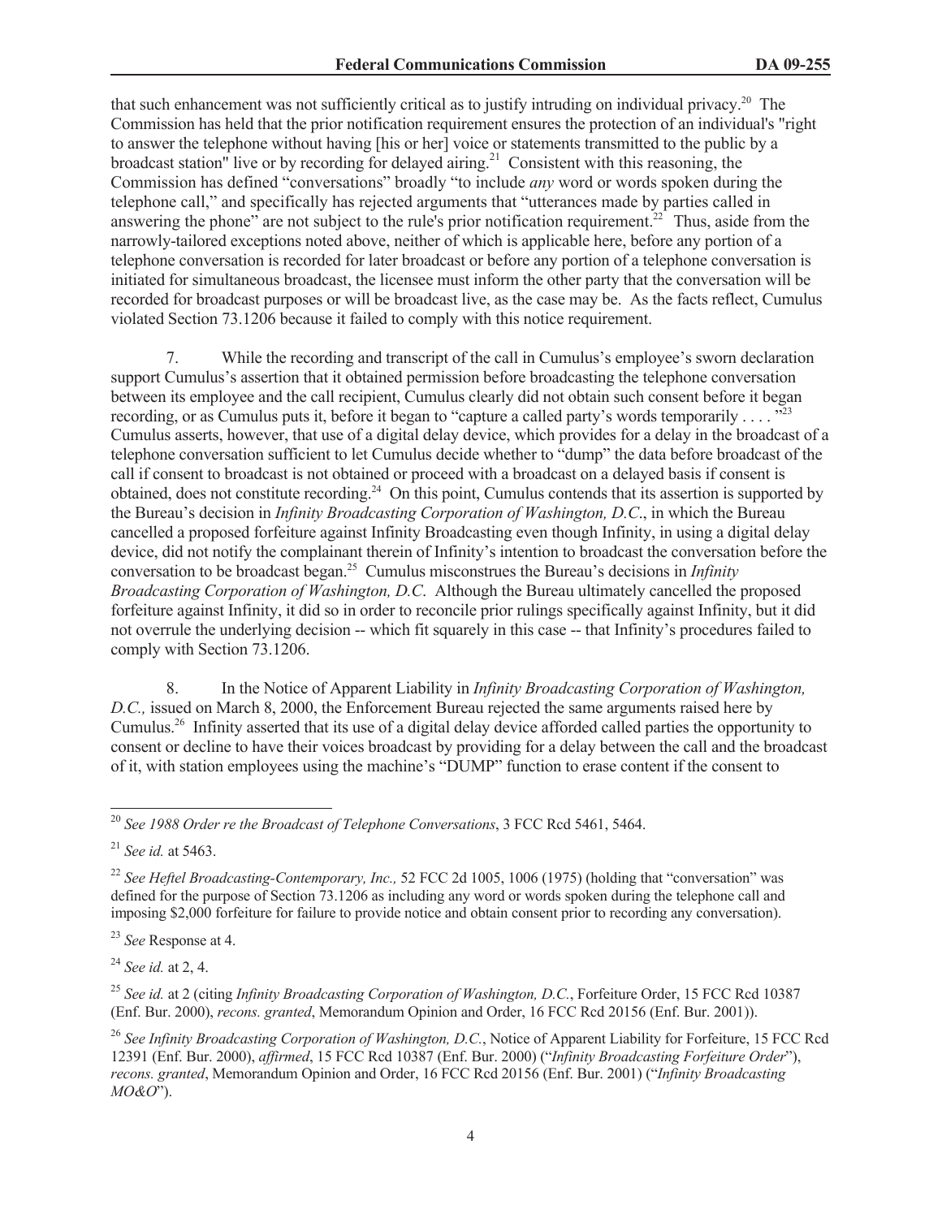that such enhancement was not sufficiently critical as to justify intruding on individual privacy.[20] The Commission has held that the prior notification requirement ensures the protection of an individual's "right to answer the telephone without having [his or her] voice or statements transmitted to the public by a broadcast station" live or by recording for delayed airing.[21] Consistent with this reasoning, the Commission has defined "conversations" broadly "to include *any* word or words spoken during the telephone call," and specifically has rejected arguments that "utterances made by parties called in answering the phone" are not subject to the rule's prior notification requirement.[22] Thus, aside from the narrowly-tailored exceptions noted above, neither of which is applicable here, before any portion of a telephone conversation is recorded for later broadcast or before any portion of a telephone conversation is initiated for simultaneous broadcast, the licensee must inform the other party that the conversation will be recorded for broadcast purposes or will be broadcast live, as the case may be. As the facts reflect, Cumulus violated Section 73.1206 because it failed to comply with this notice requirement.

7. While the recording and transcript of the call in Cumulus's employee's sworn declaration support Cumulus's assertion that it obtained permission before broadcasting the telephone conversation between its employee and the call recipient, Cumulus clearly did not obtain such consent before it began recording, or as Cumulus puts it, before it began to "capture a called party's words temporarily . . . ."[23] Cumulus asserts, however, that use of a digital delay device, which provides for a delay in the broadcast of a telephone conversation sufficient to let Cumulus decide whether to "dump" the data before broadcast of the call if consent to broadcast is not obtained or proceed with a broadcast on a delayed basis if consent is obtained, does not constitute recording.[24] On this point, Cumulus contends that its assertion is supported by the Bureau's decision in *Infinity Broadcasting Corporation of Washington, D.C*., in which the Bureau cancelled a proposed forfeiture against Infinity Broadcasting even though Infinity, in using a digital delay device, did not notify the complainant therein of Infinity's intention to broadcast the conversation before the conversation to be broadcast began.[25] Cumulus misconstrues the Bureau's decisions in *Infinity Broadcasting Corporation of Washington, D.C*. Although the Bureau ultimately cancelled the proposed forfeiture against Infinity, it did so in order to reconcile prior rulings specifically against Infinity, but it did not overrule the underlying decision -- which fit squarely in this case -- that Infinity's procedures failed to comply with Section 73.1206.

8. In the Notice of Apparent Liability in *Infinity Broadcasting Corporation of Washington, D.C.,* issued on March 8, 2000, the Enforcement Bureau rejected the same arguments raised here by Cumulus.[26] Infinity asserted that its use of a digital delay device afforded called parties the opportunity to consent or decline to have their voices broadcast by providing for a delay between the call and the broadcast of it, with station employees using the machine's "DUMP" function to erase content if the consent to

---

[20] *See 1988 Order re the Broadcast of Telephone Conversations*, 3 FCC Rcd 5461, 5464.

[21] *See id.* at 5463.

[22] *See Heftel Broadcasting-Contemporary, Inc.,* 52 FCC 2d 1005, 1006 (1975) (holding that "conversation" was defined for the purpose of Section 73.1206 as including any word or words spoken during the telephone call and imposing $2,000 forfeiture for failure to provide notice and obtain consent prior to recording any conversation).

[23] *See* Response at 4.

[24] *See id.* at 2, 4.

[25] *See id.* at 2 (citing *Infinity Broadcasting Corporation of Washington, D.C.*, Forfeiture Order, 15 FCC Rcd 10387 (Enf. Bur. 2000), *recons. granted*, Memorandum Opinion and Order, 16 FCC Rcd 20156 (Enf. Bur. 2001)).

[26] *See Infinity Broadcasting Corporation of Washington, D.C.*, Notice of Apparent Liability for Forfeiture, 15 FCC Rcd 12391 (Enf. Bur. 2000), *affirmed*, 15 FCC Rcd 10387 (Enf. Bur. 2000) ("*Infinity Broadcasting Forfeiture Order*"), *recons. granted*, Memorandum Opinion and Order, 16 FCC Rcd 20156 (Enf. Bur. 2001) ("*Infinity Broadcasting MO&O*").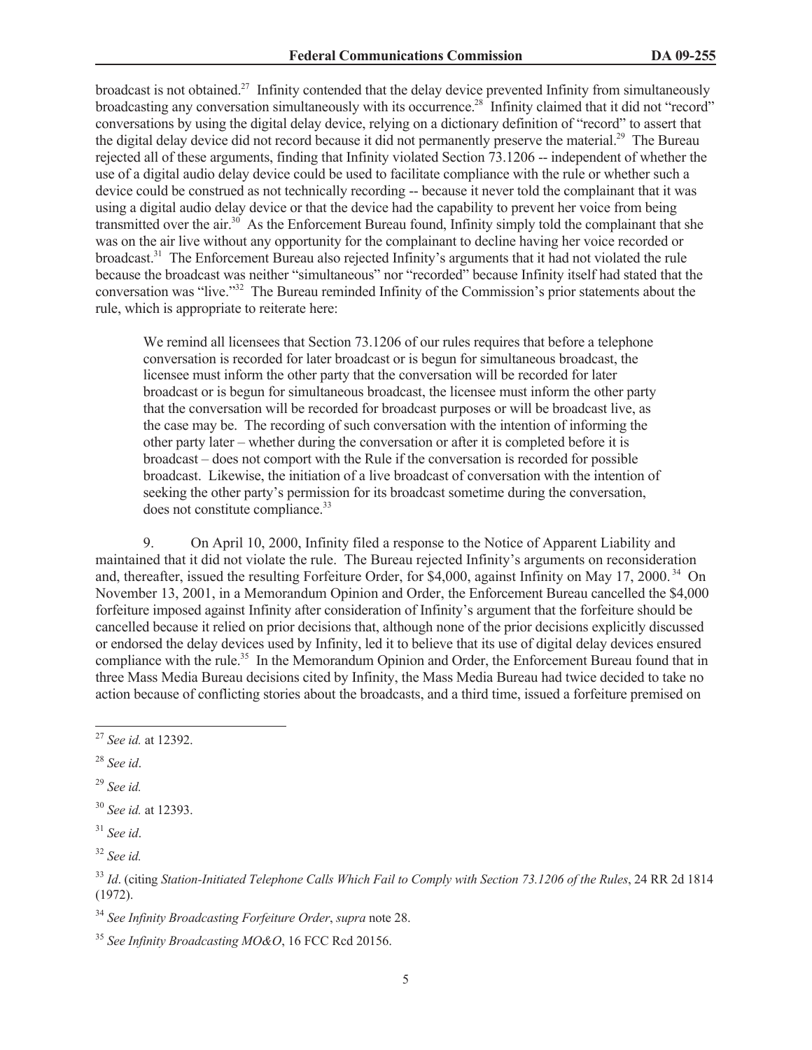broadcast is not obtained.[27] Infinity contended that the delay device prevented Infinity from simultaneously broadcasting any conversation simultaneously with its occurrence.[28] Infinity claimed that it did not "record" conversations by using the digital delay device, relying on a dictionary definition of "record" to assert that the digital delay device did not record because it did not permanently preserve the material.[29] The Bureau rejected all of these arguments, finding that Infinity violated Section 73.1206 -- independent of whether the use of a digital audio delay device could be used to facilitate compliance with the rule or whether such a device could be construed as not technically recording -- because it never told the complainant that it was using a digital audio delay device or that the device had the capability to prevent her voice from being transmitted over the air.[30] As the Enforcement Bureau found, Infinity simply told the complainant that she was on the air live without any opportunity for the complainant to decline having her voice recorded or broadcast.[31] The Enforcement Bureau also rejected Infinity's arguments that it had not violated the rule because the broadcast was neither "simultaneous" nor "recorded" because Infinity itself had stated that the conversation was "live."[32] The Bureau reminded Infinity of the Commission's prior statements about the rule, which is appropriate to reiterate here:

> We remind all licensees that Section 73.1206 of our rules requires that before a telephone conversation is recorded for later broadcast or is begun for simultaneous broadcast, the licensee must inform the other party that the conversation will be recorded for later broadcast or is begun for simultaneous broadcast, the licensee must inform the other party that the conversation will be recorded for broadcast purposes or will be broadcast live, as the case may be. The recording of such conversation with the intention of informing the other party later – whether during the conversation or after it is completed before it is broadcast – does not comport with the Rule if the conversation is recorded for possible broadcast. Likewise, the initiation of a live broadcast of conversation with the intention of seeking the other party's permission for its broadcast sometime during the conversation, does not constitute compliance.[33]

9. On April 10, 2000, Infinity filed a response to the Notice of Apparent Liability and maintained that it did not violate the rule. The Bureau rejected Infinity's arguments on reconsideration and, thereafter, issued the resulting Forfeiture Order, for $4,000, against Infinity on May 17, 2000.[34] On November 13, 2001, in a Memorandum Opinion and Order, the Enforcement Bureau cancelled the $4,000 forfeiture imposed against Infinity after consideration of Infinity's argument that the forfeiture should be cancelled because it relied on prior decisions that, although none of the prior decisions explicitly discussed or endorsed the delay devices used by Infinity, led it to believe that its use of digital delay devices ensured compliance with the rule.[35] In the Memorandum Opinion and Order, the Enforcement Bureau found that in three Mass Media Bureau decisions cited by Infinity, the Mass Media Bureau had twice decided to take no action because of conflicting stories about the broadcasts, and a third time, issued a forfeiture premised on

---

[27] *See id.* at 12392.

[28] *See id*.

[29] *See id.*

[30] *See id.* at 12393.

[31] *See id*.

[32] *See id.*

[33] *Id*. (citing *Station-Initiated Telephone Calls Which Fail to Comply with Section 73.1206 of the Rules*, 24 RR 2d 1814 (1972).

[34] *See Infinity Broadcasting Forfeiture Order*, *supra* note 28.

[35] *See Infinity Broadcasting MO&O*, 16 FCC Rcd 20156.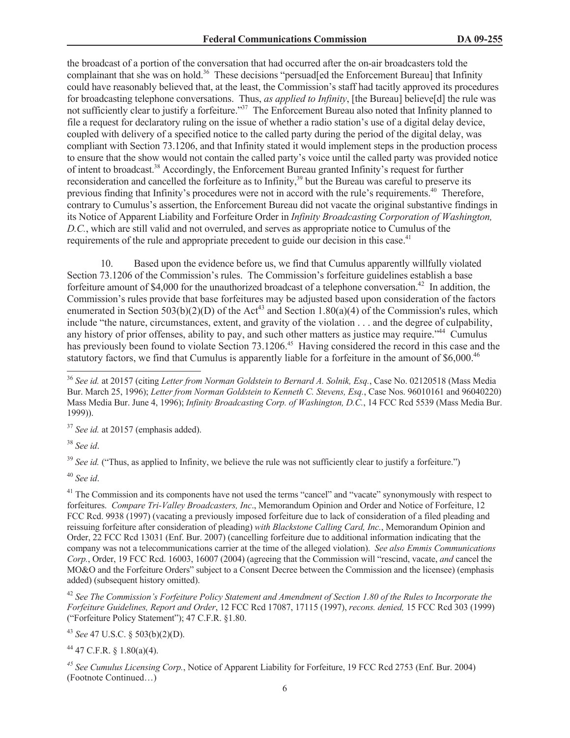the broadcast of a portion of the conversation that had occurred after the on-air broadcasters told the complainant that she was on hold.[36] These decisions "persuad[ed the Enforcement Bureau] that Infinity could have reasonably believed that, at the least, the Commission's staff had tacitly approved its procedures for broadcasting telephone conversations. Thus, *as applied to Infinity*, [the Bureau] believe[d] the rule was not sufficiently clear to justify a forfeiture."[37] The Enforcement Bureau also noted that Infinity planned to file a request for declaratory ruling on the issue of whether a radio station's use of a digital delay device, coupled with delivery of a specified notice to the called party during the period of the digital delay, was compliant with Section 73.1206, and that Infinity stated it would implement steps in the production process to ensure that the show would not contain the called party's voice until the called party was provided notice of intent to broadcast.[38] Accordingly, the Enforcement Bureau granted Infinity's request for further reconsideration and cancelled the forfeiture as to Infinity,[39] but the Bureau was careful to preserve its previous finding that Infinity's procedures were not in accord with the rule's requirements.[40] Therefore, contrary to Cumulus's assertion, the Enforcement Bureau did not vacate the original substantive findings in its Notice of Apparent Liability and Forfeiture Order in *Infinity Broadcasting Corporation of Washington, D.C.*, which are still valid and not overruled, and serves as appropriate notice to Cumulus of the requirements of the rule and appropriate precedent to guide our decision in this case.[41]

10. Based upon the evidence before us, we find that Cumulus apparently willfully violated Section 73.1206 of the Commission's rules. The Commission's forfeiture guidelines establish a base forfeiture amount of $4,000 for the unauthorized broadcast of a telephone conversation.[42] In addition, the Commission's rules provide that base forfeitures may be adjusted based upon consideration of the factors enumerated in Section 503(b)(2)(D) of the Act[43] and Section 1.80(a)(4) of the Commission's rules, which include "the nature, circumstances, extent, and gravity of the violation . . . and the degree of culpability, any history of prior offenses, ability to pay, and such other matters as justice may require."[44] Cumulus has previously been found to violate Section 73.1206.[45] Having considered the record in this case and the statutory factors, we find that Cumulus is apparently liable for a forfeiture in the amount of $6,000.[46]

---

[36] *See id.* at 20157 (citing *Letter from Norman Goldstein to Bernard A. Solnik, Esq.*, Case No. 02120518 (Mass Media Bur. March 25, 1996); *Letter from Norman Goldstein to Kenneth C. Stevens, Esq.*, Case Nos. 96010161 and 96040220) Mass Media Bur. June 4, 1996); *Infinity Broadcasting Corp. of Washington, D.C.*, 14 FCC Rcd 5539 (Mass Media Bur. 1999)).

[37] *See id.* at 20157 (emphasis added).

[38] *See id*.

[39] *See id.* ("Thus, as applied to Infinity, we believe the rule was not sufficiently clear to justify a forfeiture.")

[40] *See id*.

[41] The Commission and its components have not used the terms "cancel" and "vacate" synonymously with respect to forfeitures. *Compare Tri-Valley Broadcasters, Inc*., Memorandum Opinion and Order and Notice of Forfeiture, 12 FCC Rcd. 9938 (1997) (vacating a previously imposed forfeiture due to lack of consideration of a filed pleading and reissuing forfeiture after consideration of pleading) *with Blackstone Calling Card, Inc.*, Memorandum Opinion and Order, 22 FCC Rcd 13031 (Enf. Bur. 2007) (cancelling forfeiture due to additional information indicating that the company was not a telecommunications carrier at the time of the alleged violation). *See also Emmis Communications Corp.*, Order, 19 FCC Rcd. 16003, 16007 (2004) (agreeing that the Commission will "rescind, vacate, *and* cancel the MO&O and the Forfeiture Orders" subject to a Consent Decree between the Commission and the licensee) (emphasis added) (subsequent history omitted).

[42] *See The Commission's Forfeiture Policy Statement and Amendment of Section 1.80 of the Rules to Incorporate the Forfeiture Guidelines, Report and Order*, 12 FCC Rcd 17087, 17115 (1997), *recons. denied,* 15 FCC Rcd 303 (1999) ("Forfeiture Policy Statement"); 47 C.F.R. §1.80.

[43] *See* 47 U.S.C. § 503(b)(2)(D).

[44] 47 C.F.R. § 1.80(a)(4).

[45] *See Cumulus Licensing Corp.*, Notice of Apparent Liability for Forfeiture, 19 FCC Rcd 2753 (Enf. Bur. 2004) (Footnote Continued…)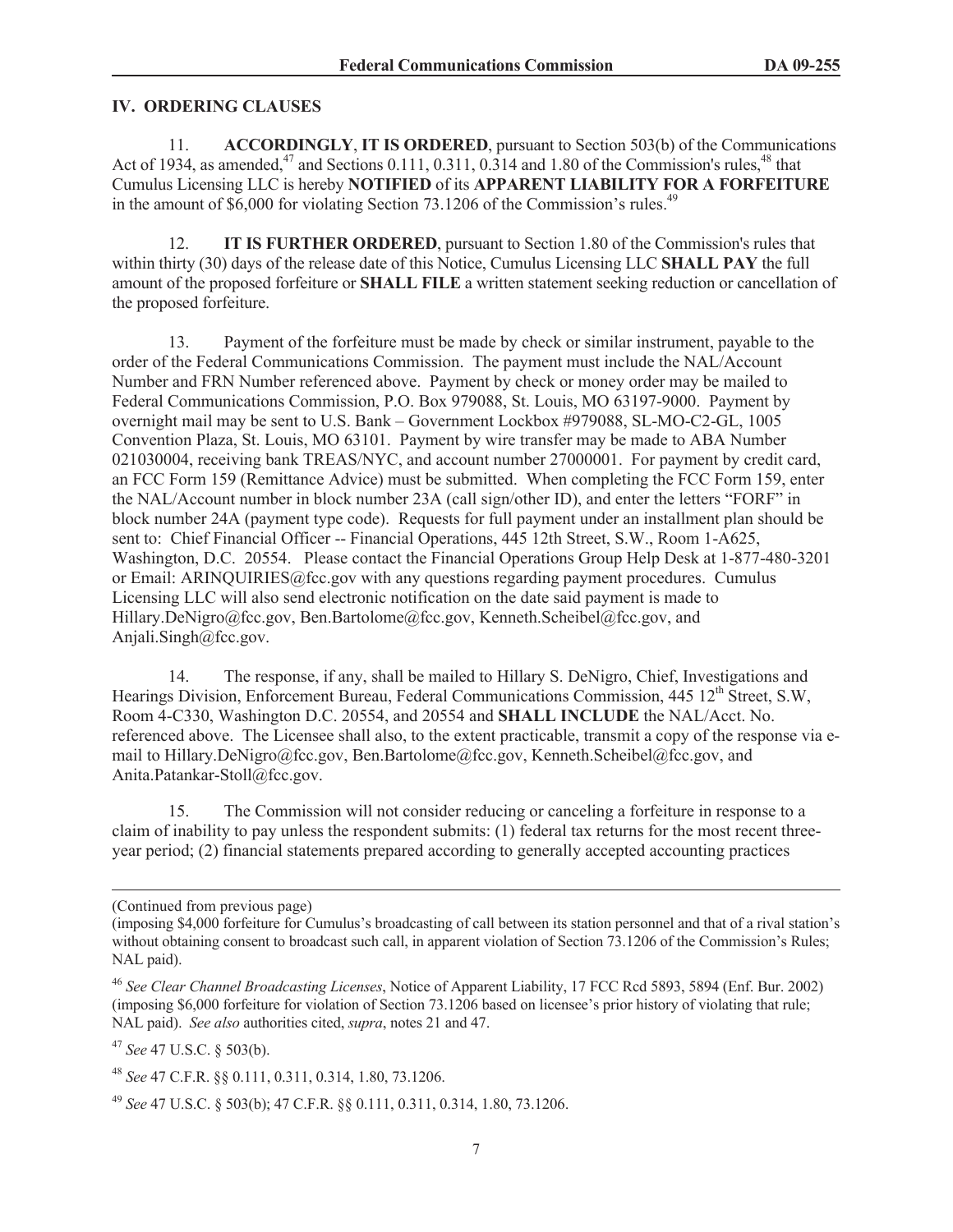## IV. ORDERING CLAUSES

11. **ACCORDINGLY**, **IT IS ORDERED**, pursuant to Section 503(b) of the Communications Act of 1934, as amended,[47] and Sections 0.111, 0.311, 0.314 and 1.80 of the Commission's rules,[48] that Cumulus Licensing LLC is hereby **NOTIFIED** of its **APPARENT LIABILITY FOR A FORFEITURE** in the amount of $6,000 for violating Section 73.1206 of the Commission's rules.[49]

12. **IT IS FURTHER ORDERED**, pursuant to Section 1.80 of the Commission's rules that within thirty (30) days of the release date of this Notice, Cumulus Licensing LLC **SHALL PAY** the full amount of the proposed forfeiture or **SHALL FILE** a written statement seeking reduction or cancellation of the proposed forfeiture.

13. Payment of the forfeiture must be made by check or similar instrument, payable to the order of the Federal Communications Commission. The payment must include the NAL/Account Number and FRN Number referenced above. Payment by check or money order may be mailed to Federal Communications Commission, P.O. Box 979088, St. Louis, MO 63197-9000. Payment by overnight mail may be sent to U.S. Bank – Government Lockbox #979088, SL-MO-C2-GL, 1005 Convention Plaza, St. Louis, MO 63101. Payment by wire transfer may be made to ABA Number 021030004, receiving bank TREAS/NYC, and account number 27000001. For payment by credit card, an FCC Form 159 (Remittance Advice) must be submitted. When completing the FCC Form 159, enter the NAL/Account number in block number 23A (call sign/other ID), and enter the letters "FORF" in block number 24A (payment type code). Requests for full payment under an installment plan should be sent to: Chief Financial Officer -- Financial Operations, 445 12th Street, S.W., Room 1-A625, Washington, D.C. 20554. Please contact the Financial Operations Group Help Desk at 1-877-480-3201 or Email: ARINQUIRIES@fcc.gov with any questions regarding payment procedures. Cumulus Licensing LLC will also send electronic notification on the date said payment is made to Hillary.DeNigro@fcc.gov, Ben.Bartolome@fcc.gov, Kenneth.Scheibel@fcc.gov, and Anjali.Singh@fcc.gov.

14. The response, if any, shall be mailed to Hillary S. DeNigro, Chief, Investigations and Hearings Division, Enforcement Bureau, Federal Communications Commission, 445 12th Street, S.W, Room 4-C330, Washington D.C. 20554, and 20554 and **SHALL INCLUDE** the NAL/Acct. No. referenced above. The Licensee shall also, to the extent practicable, transmit a copy of the response via e-mail to Hillary.DeNigro@fcc.gov, Ben.Bartolome@fcc.gov, Kenneth.Scheibel@fcc.gov, and Anita.Patankar-Stoll@fcc.gov.

15. The Commission will not consider reducing or canceling a forfeiture in response to a claim of inability to pay unless the respondent submits: (1) federal tax returns for the most recent three-year period; (2) financial statements prepared according to generally accepted accounting practices

---

(Continued from previous page)

(imposing $4,000 forfeiture for Cumulus's broadcasting of call between its station personnel and that of a rival station's without obtaining consent to broadcast such call, in apparent violation of Section 73.1206 of the Commission's Rules; NAL paid).

[46] *See Clear Channel Broadcasting Licenses*, Notice of Apparent Liability, 17 FCC Rcd 5893, 5894 (Enf. Bur. 2002) (imposing $6,000 forfeiture for violation of Section 73.1206 based on licensee's prior history of violating that rule; NAL paid). *See also* authorities cited, *supra*, notes 21 and 47.

[47] *See* 47 U.S.C. § 503(b).

[48] *See* 47 C.F.R. §§ 0.111, 0.311, 0.314, 1.80, 73.1206.

[49] *See* 47 U.S.C. § 503(b); 47 C.F.R. §§ 0.111, 0.311, 0.314, 1.80, 73.1206.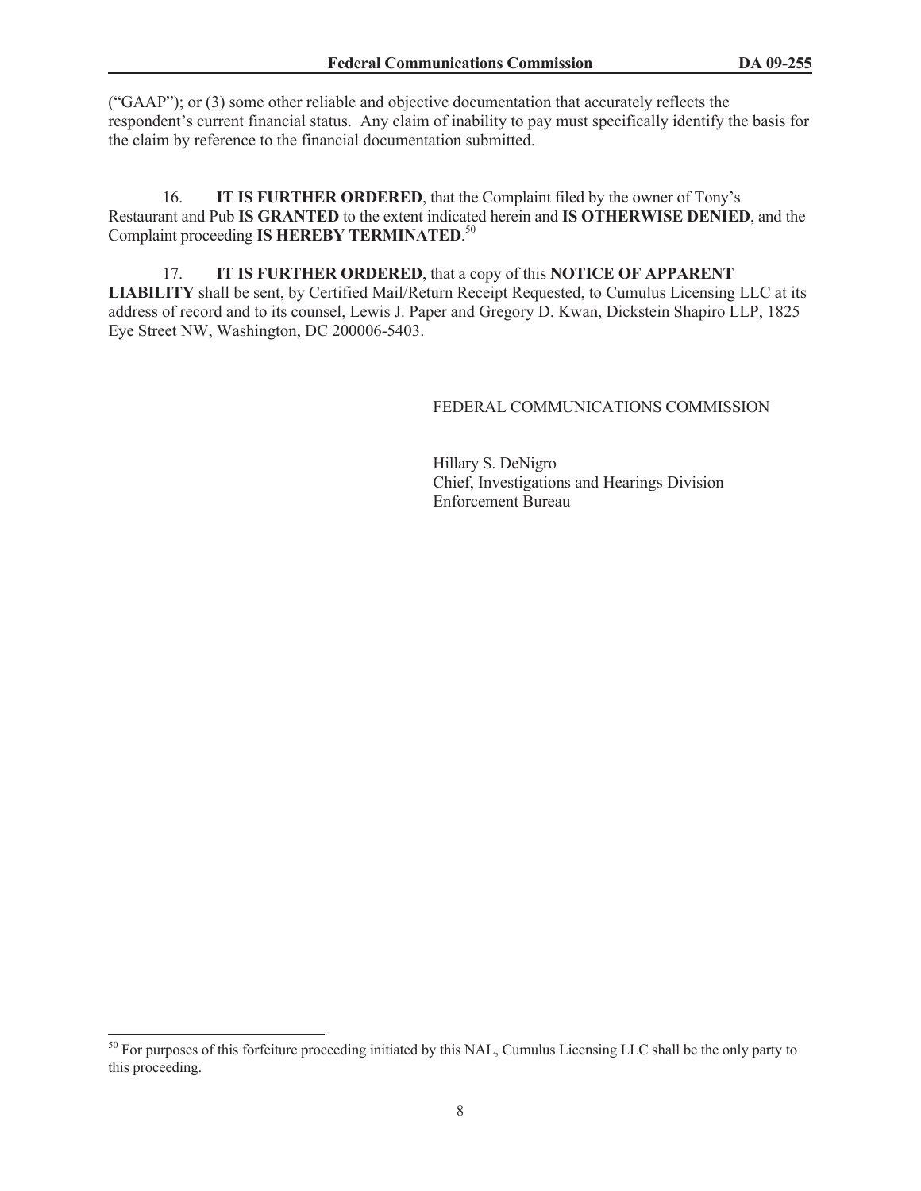("GAAP"); or (3) some other reliable and objective documentation that accurately reflects the respondent's current financial status. Any claim of inability to pay must specifically identify the basis for the claim by reference to the financial documentation submitted.

16. **IT IS FURTHER ORDERED**, that the Complaint filed by the owner of Tony's Restaurant and Pub **IS GRANTED** to the extent indicated herein and **IS OTHERWISE DENIED**, and the Complaint proceeding **IS HEREBY TERMINATED**.[50]

17. **IT IS FURTHER ORDERED**, that a copy of this **NOTICE OF APPARENT LIABILITY** shall be sent, by Certified Mail/Return Receipt Requested, to Cumulus Licensing LLC at its address of record and to its counsel, Lewis J. Paper and Gregory D. Kwan, Dickstein Shapiro LLP, 1825 Eye Street NW, Washington, DC 200006-5403.

FEDERAL COMMUNICATIONS COMMISSION

Hillary S. DeNigro
Chief, Investigations and Hearings Division
Enforcement Bureau

---

[50] For purposes of this forfeiture proceeding initiated by this NAL, Cumulus Licensing LLC shall be the only party to this proceeding.